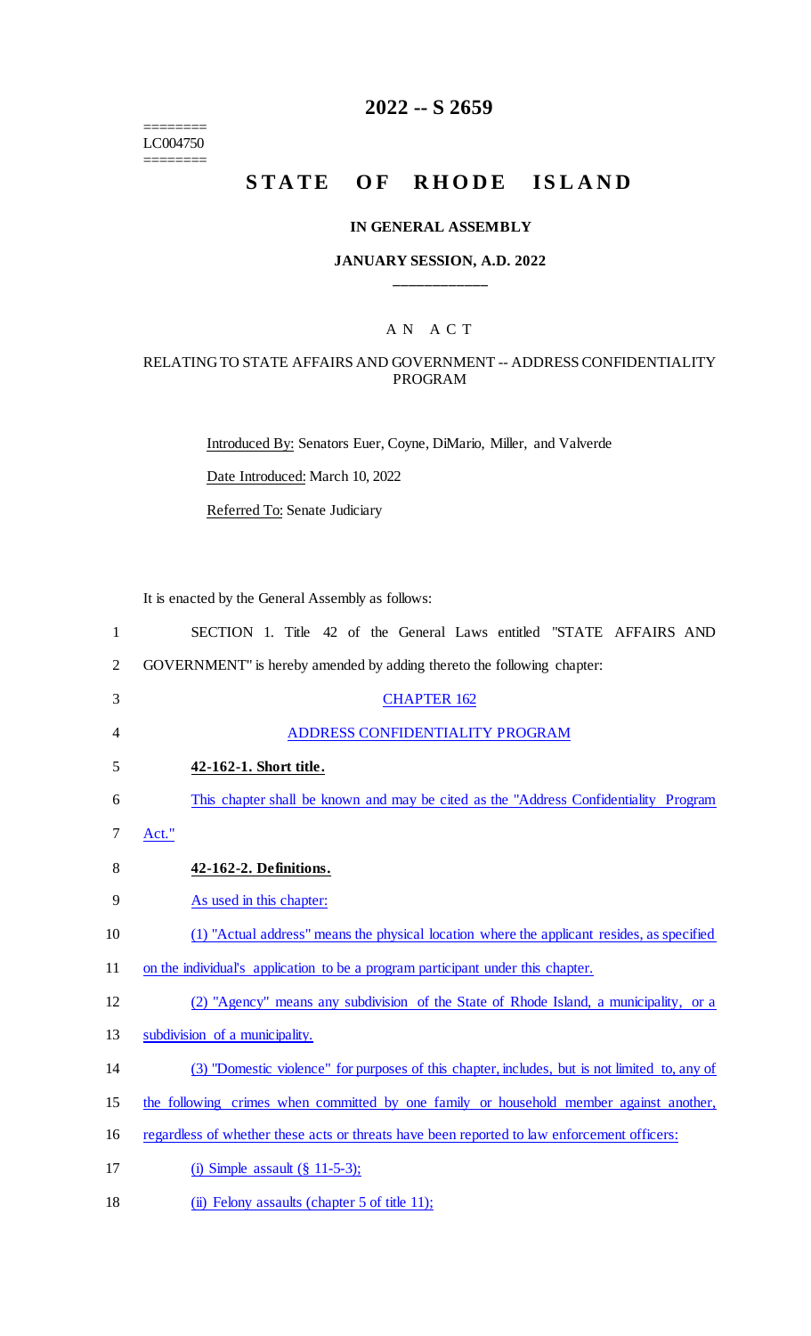========
LC004750
========

# 2022 -- S 2659

# STATE OF RHODE ISLAND

### IN GENERAL ASSEMBLY

### JANUARY SESSION, A.D. 2022

____________

### A N A C T

### RELATING TO STATE AFFAIRS AND GOVERNMENT -- ADDRESS CONFIDENTIALITY PROGRAM

Introduced By: Senators Euer, Coyne, DiMario, Miller, and Valverde

Date Introduced: March 10, 2022

Referred To: Senate Judiciary

It is enacted by the General Assembly as follows:

1 SECTION 1. Title 42 of the General Laws entitled "STATE AFFAIRS AND
2 GOVERNMENT" is hereby amended by adding thereto the following chapter:

3 CHAPTER 162

4 ADDRESS CONFIDENTIALITY PROGRAM

5 **42-162-1. Short title.**

6 This chapter shall be known and may be cited as the "Address Confidentiality Program
7 Act."

8 **42-162-2. Definitions.**

9 As used in this chapter:

10 (1) "Actual address" means the physical location where the applicant resides, as specified
11 on the individual's application to be a program participant under this chapter.

12 (2) "Agency" means any subdivision of the State of Rhode Island, a municipality, or a
13 subdivision of a municipality.

14 (3) "Domestic violence" for purposes of this chapter, includes, but is not limited to, any of
15 the following crimes when committed by one family or household member against another,
16 regardless of whether these acts or threats have been reported to law enforcement officers:

17 (i) Simple assault (§ 11-5-3);

18 (ii) Felony assaults (chapter 5 of title 11);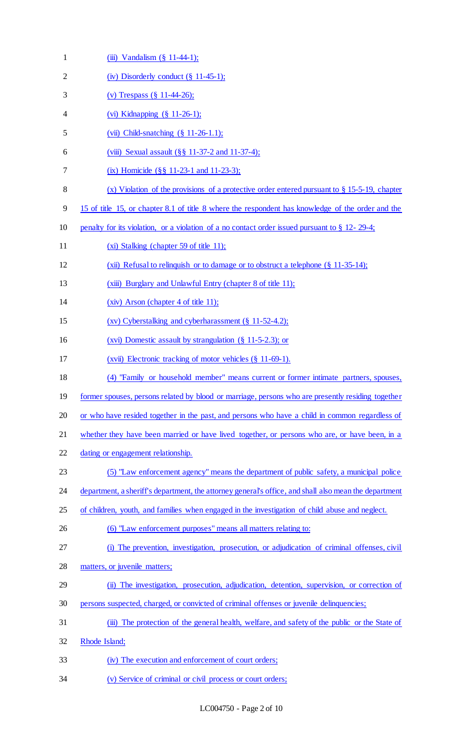(iii) Vandalism (§ 11-44-1);

(iv) Disorderly conduct (§ 11-45-1);

(v) Trespass (§ 11-44-26);

(vi) Kidnapping (§ 11-26-1);

(vii) Child-snatching (§ 11-26-1.1);

(viii) Sexual assault (§§ 11-37-2 and 11-37-4);

(ix) Homicide (§§ 11-23-1 and 11-23-3);

(x) Violation of the provisions of a protective order entered pursuant to § 15-5-19, chapter 15 of title 15, or chapter 8.1 of title 8 where the respondent has knowledge of the order and the penalty for its violation, or a violation of a no contact order issued pursuant to § 12- 29-4;

(xi) Stalking (chapter 59 of title 11);

(xii) Refusal to relinquish or to damage or to obstruct a telephone (§ 11-35-14);

(xiii) Burglary and Unlawful Entry (chapter 8 of title 11);

(xiv) Arson (chapter 4 of title 11);

(xv) Cyberstalking and cyberharassment (§ 11-52-4.2);

(xvi) Domestic assault by strangulation (§ 11-5-2.3); or

(xvii) Electronic tracking of motor vehicles (§ 11-69-1).

(4) "Family or household member" means current or former intimate partners, spouses, former spouses, persons related by blood or marriage, persons who are presently residing together or who have resided together in the past, and persons who have a child in common regardless of whether they have been married or have lived together, or persons who are, or have been, in a dating or engagement relationship.

(5) "Law enforcement agency" means the department of public safety, a municipal police department, a sheriff's department, the attorney general's office, and shall also mean the department of children, youth, and families when engaged in the investigation of child abuse and neglect.

(6) "Law enforcement purposes" means all matters relating to:

(i) The prevention, investigation, prosecution, or adjudication of criminal offenses, civil matters, or juvenile matters;

(ii) The investigation, prosecution, adjudication, detention, supervision, or correction of persons suspected, charged, or convicted of criminal offenses or juvenile delinquencies;

(iii) The protection of the general health, welfare, and safety of the public or the State of Rhode Island;

(iv) The execution and enforcement of court orders;

(v) Service of criminal or civil process or court orders;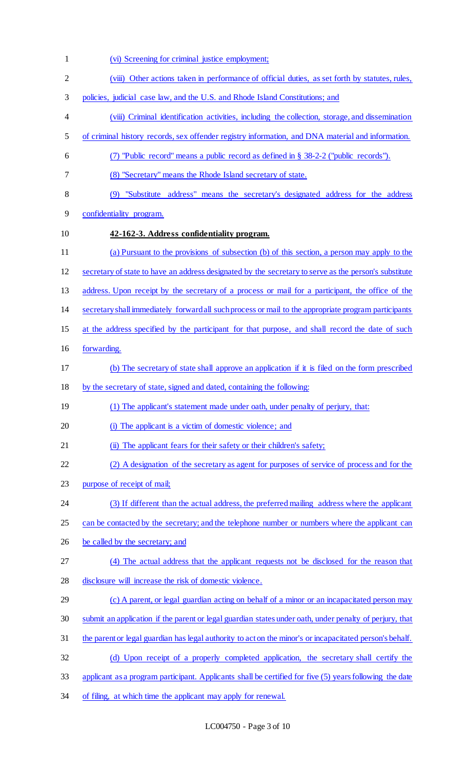(vi) Screening for criminal justice employment;

(viii) Other actions taken in performance of official duties, as set forth by statutes, rules, policies, judicial case law, and the U.S. and Rhode Island Constitutions; and

(viii) Criminal identification activities, including the collection, storage, and dissemination of criminal history records, sex offender registry information, and DNA material and information.

(7) "Public record" means a public record as defined in § 38-2-2 ("public records").

(8) "Secretary" means the Rhode Island secretary of state.

(9) "Substitute address" means the secretary's designated address for the address confidentiality program.

**42-162-3. Address confidentiality program.**

(a) Pursuant to the provisions of subsection (b) of this section, a person may apply to the secretary of state to have an address designated by the secretary to serve as the person's substitute address. Upon receipt by the secretary of a process or mail for a participant, the office of the secretary shall immediately forward all such process or mail to the appropriate program participants at the address specified by the participant for that purpose, and shall record the date of such forwarding.

(b) The secretary of state shall approve an application if it is filed on the form prescribed by the secretary of state, signed and dated, containing the following:

(1) The applicant's statement made under oath, under penalty of perjury, that:

(i) The applicant is a victim of domestic violence; and

(ii) The applicant fears for their safety or their children's safety;

(2) A designation of the secretary as agent for purposes of service of process and for the purpose of receipt of mail;

(3) If different than the actual address, the preferred mailing address where the applicant can be contacted by the secretary; and the telephone number or numbers where the applicant can be called by the secretary; and

(4) The actual address that the applicant requests not be disclosed for the reason that disclosure will increase the risk of domestic violence.

(c) A parent, or legal guardian acting on behalf of a minor or an incapacitated person may submit an application if the parent or legal guardian states under oath, under penalty of perjury, that the parent or legal guardian has legal authority to act on the minor's or incapacitated person's behalf.

(d) Upon receipt of a properly completed application, the secretary shall certify the applicant as a program participant. Applicants shall be certified for five (5) years following the date of filing, at which time the applicant may apply for renewal.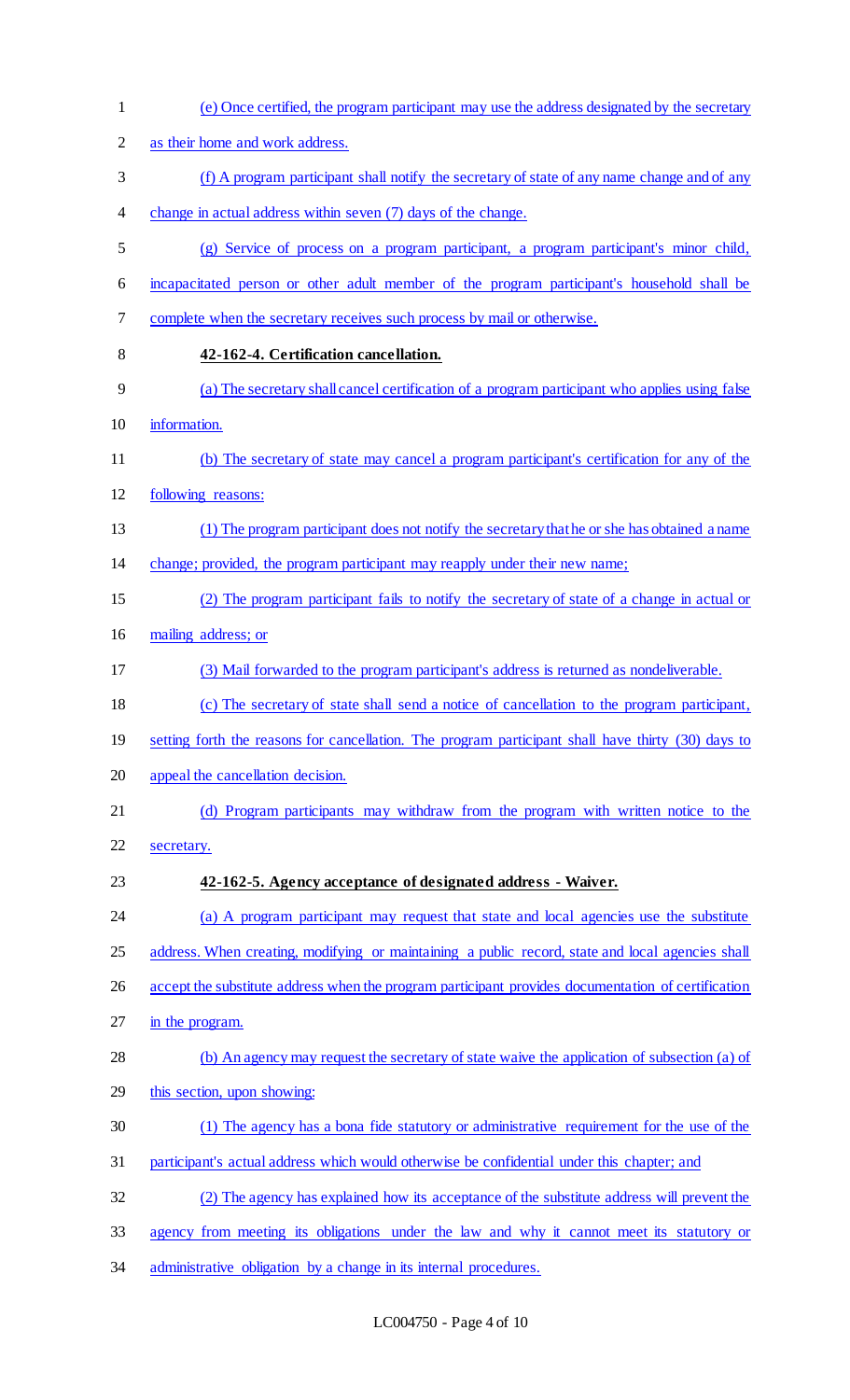(e) Once certified, the program participant may use the address designated by the secretary as their home and work address.

(f) A program participant shall notify the secretary of state of any name change and of any change in actual address within seven (7) days of the change.

(g) Service of process on a program participant, a program participant's minor child, incapacitated person or other adult member of the program participant's household shall be complete when the secretary receives such process by mail or otherwise.

**42-162-4. Certification cancellation.**

(a) The secretary shall cancel certification of a program participant who applies using false information.

(b) The secretary of state may cancel a program participant's certification for any of the following reasons:

(1) The program participant does not notify the secretary that he or she has obtained a name change; provided, the program participant may reapply under their new name;

(2) The program participant fails to notify the secretary of state of a change in actual or mailing address; or

(3) Mail forwarded to the program participant's address is returned as nondeliverable.

(c) The secretary of state shall send a notice of cancellation to the program participant, setting forth the reasons for cancellation. The program participant shall have thirty (30) days to appeal the cancellation decision.

(d) Program participants may withdraw from the program with written notice to the secretary.

**42-162-5. Agency acceptance of designated address - Waiver.**

(a) A program participant may request that state and local agencies use the substitute address. When creating, modifying or maintaining a public record, state and local agencies shall accept the substitute address when the program participant provides documentation of certification in the program.

(b) An agency may request the secretary of state waive the application of subsection (a) of this section, upon showing:

(1) The agency has a bona fide statutory or administrative requirement for the use of the participant's actual address which would otherwise be confidential under this chapter; and

(2) The agency has explained how its acceptance of the substitute address will prevent the agency from meeting its obligations under the law and why it cannot meet its statutory or administrative obligation by a change in its internal procedures.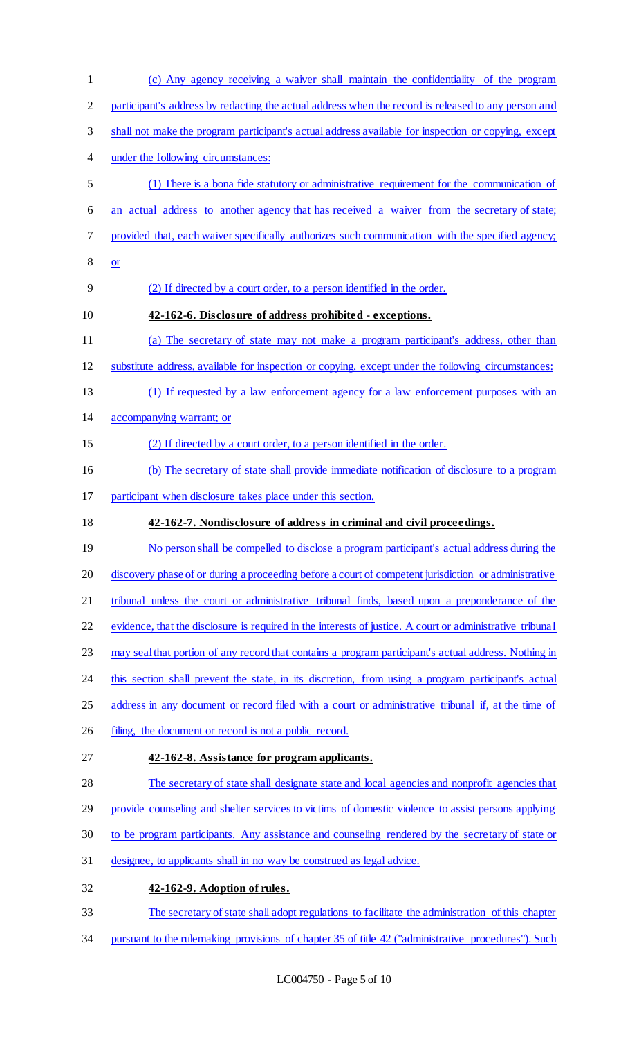(c) Any agency receiving a waiver shall maintain the confidentiality of the program participant's address by redacting the actual address when the record is released to any person and shall not make the program participant's actual address available for inspection or copying, except under the following circumstances:

(1) There is a bona fide statutory or administrative requirement for the communication of an actual address to another agency that has received a waiver from the secretary of state; provided that, each waiver specifically authorizes such communication with the specified agency; or

(2) If directed by a court order, to a person identified in the order.

**42-162-6. Disclosure of address prohibited - exceptions.**

(a) The secretary of state may not make a program participant's address, other than substitute address, available for inspection or copying, except under the following circumstances:

(1) If requested by a law enforcement agency for a law enforcement purposes with an accompanying warrant; or

(2) If directed by a court order, to a person identified in the order.

(b) The secretary of state shall provide immediate notification of disclosure to a program participant when disclosure takes place under this section.

**42-162-7. Nondisclosure of address in criminal and civil proceedings.**

No person shall be compelled to disclose a program participant's actual address during the discovery phase of or during a proceeding before a court of competent jurisdiction or administrative tribunal unless the court or administrative tribunal finds, based upon a preponderance of the evidence, that the disclosure is required in the interests of justice. A court or administrative tribunal may seal that portion of any record that contains a program participant's actual address. Nothing in this section shall prevent the state, in its discretion, from using a program participant's actual address in any document or record filed with a court or administrative tribunal if, at the time of filing, the document or record is not a public record.

**42-162-8. Assistance for program applicants.**

The secretary of state shall designate state and local agencies and nonprofit agencies that provide counseling and shelter services to victims of domestic violence to assist persons applying to be program participants. Any assistance and counseling rendered by the secretary of state or designee, to applicants shall in no way be construed as legal advice.

**42-162-9. Adoption of rules.**

The secretary of state shall adopt regulations to facilitate the administration of this chapter pursuant to the rulemaking provisions of chapter 35 of title 42 ("administrative procedures"). Such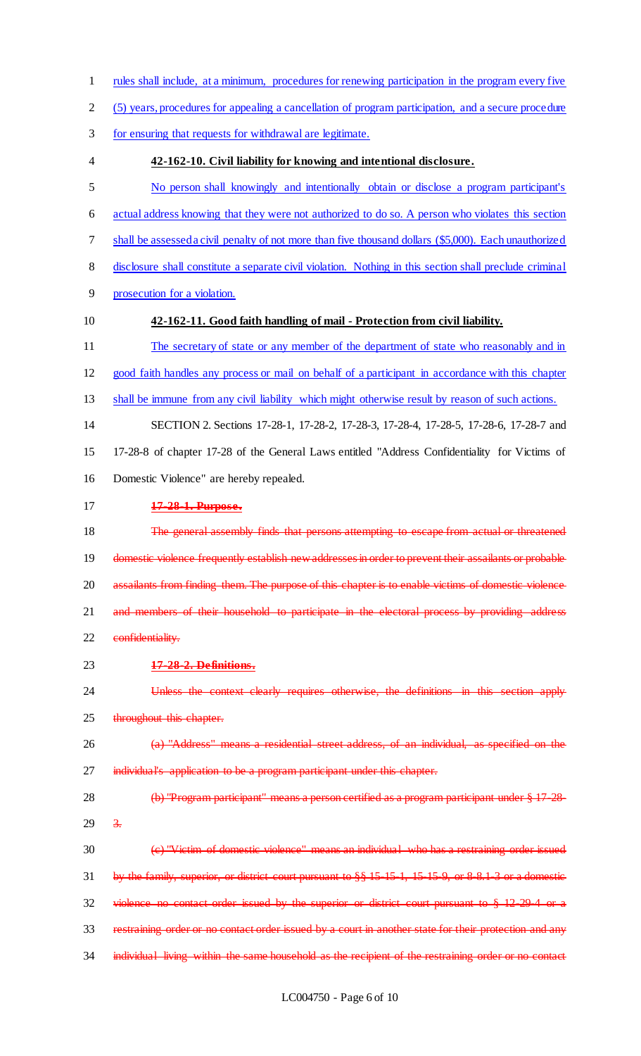rules shall include, at a minimum, procedures for renewing participation in the program every five (5) years, procedures for appealing a cancellation of program participation, and a secure procedure for ensuring that requests for withdrawal are legitimate.

**42-162-10. Civil liability for knowing and intentional disclosure.**

No person shall knowingly and intentionally obtain or disclose a program participant's actual address knowing that they were not authorized to do so. A person who violates this section shall be assessed a civil penalty of not more than five thousand dollars ($5,000). Each unauthorized disclosure shall constitute a separate civil violation. Nothing in this section shall preclude criminal prosecution for a violation.

**42-162-11. Good faith handling of mail - Protection from civil liability.**

The secretary of state or any member of the department of state who reasonably and in good faith handles any process or mail on behalf of a participant in accordance with this chapter shall be immune from any civil liability which might otherwise result by reason of such actions.

SECTION 2. Sections 17-28-1, 17-28-2, 17-28-3, 17-28-4, 17-28-5, 17-28-6, 17-28-7 and 17-28-8 of chapter 17-28 of the General Laws entitled "Address Confidentiality for Victims of Domestic Violence" are hereby repealed.

~~**17-28-1. Purpose.**~~

~~The general assembly finds that persons attempting to escape from actual or threatened domestic violence frequently establish new addresses in order to prevent their assailants or probable assailants from finding them. The purpose of this chapter is to enable victims of domestic violence and members of their household to participate in the electoral process by providing address confidentiality.~~

~~**17-28-2. Definitions.**~~

~~Unless the context clearly requires otherwise, the definitions in this section apply throughout this chapter.~~

~~(a) "Address" means a residential street address, of an individual, as specified on the individual's application to be a program participant under this chapter.~~

~~(b) "Program participant" means a person certified as a program participant under § 17-28-3.~~

~~(c) "Victim of domestic violence" means an individual who has a restraining order issued by the family, superior, or district court pursuant to §§ 15-15-1, 15-15-9, or 8-8.1-3 or a domestic violence no contact order issued by the superior or district court pursuant to § 12-29-4 or a restraining order or no contact order issued by a court in another state for their protection and any individual living within the same household as the recipient of the restraining order or no contact~~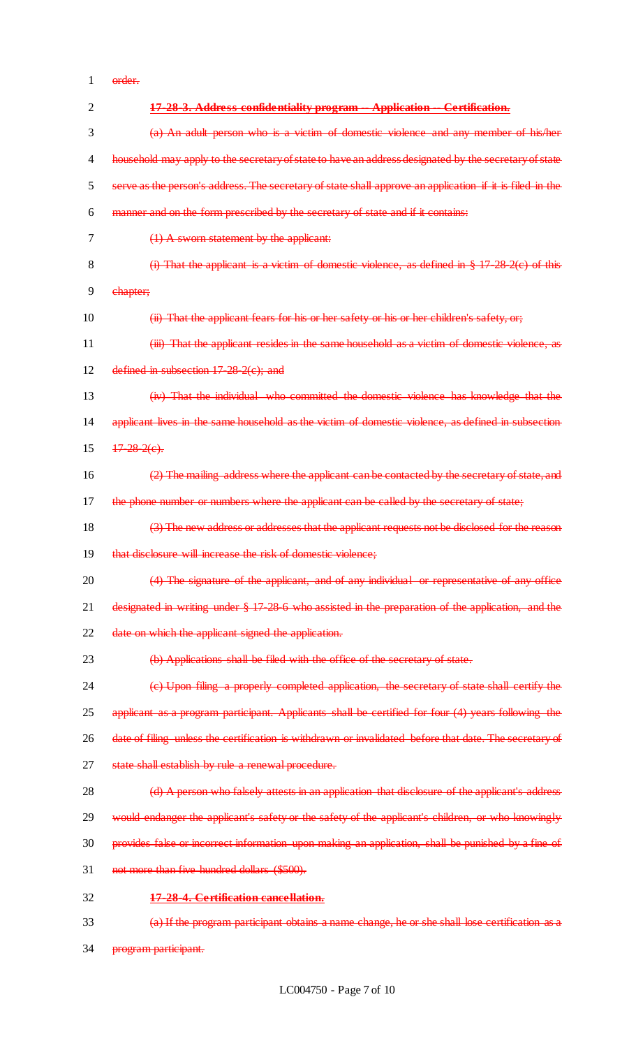~~order.~~

~~**17-28-3. Address confidentiality program -- Application -- Certification.**~~

~~(a) An adult person who is a victim of domestic violence and any member of his/her household may apply to the secretary of state to have an address designated by the secretary of state serve as the person's address. The secretary of state shall approve an application if it is filed in the manner and on the form prescribed by the secretary of state and if it contains:~~

~~(1) A sworn statement by the applicant:~~

~~(i) That the applicant is a victim of domestic violence, as defined in § 17-28-2(c) of this chapter;~~

~~(ii) That the applicant fears for his or her safety or his or her children's safety, or;~~

~~(iii) That the applicant resides in the same household as a victim of domestic violence, as defined in subsection 17-28-2(c); and~~

~~(iv) That the individual who committed the domestic violence has knowledge that the applicant lives in the same household as the victim of domestic violence, as defined in subsection 17-28-2(c).~~

~~(2) The mailing address where the applicant can be contacted by the secretary of state, and the phone number or numbers where the applicant can be called by the secretary of state;~~

~~(3) The new address or addresses that the applicant requests not be disclosed for the reason that disclosure will increase the risk of domestic violence;~~

~~(4) The signature of the applicant, and of any individual or representative of any office designated in writing under § 17-28-6 who assisted in the preparation of the application, and the date on which the applicant signed the application.~~

~~(b) Applications shall be filed with the office of the secretary of state.~~

~~(c) Upon filing a properly completed application, the secretary of state shall certify the applicant as a program participant. Applicants shall be certified for four (4) years following the date of filing unless the certification is withdrawn or invalidated before that date. The secretary of state shall establish by rule a renewal procedure.~~

~~(d) A person who falsely attests in an application that disclosure of the applicant's address would endanger the applicant's safety or the safety of the applicant's children, or who knowingly provides false or incorrect information upon making an application, shall be punished by a fine of not more than five hundred dollars ($500).~~

~~**17-28-4. Certification cancellation.**~~

~~(a) If the program participant obtains a name change, he or she shall lose certification as a program participant.~~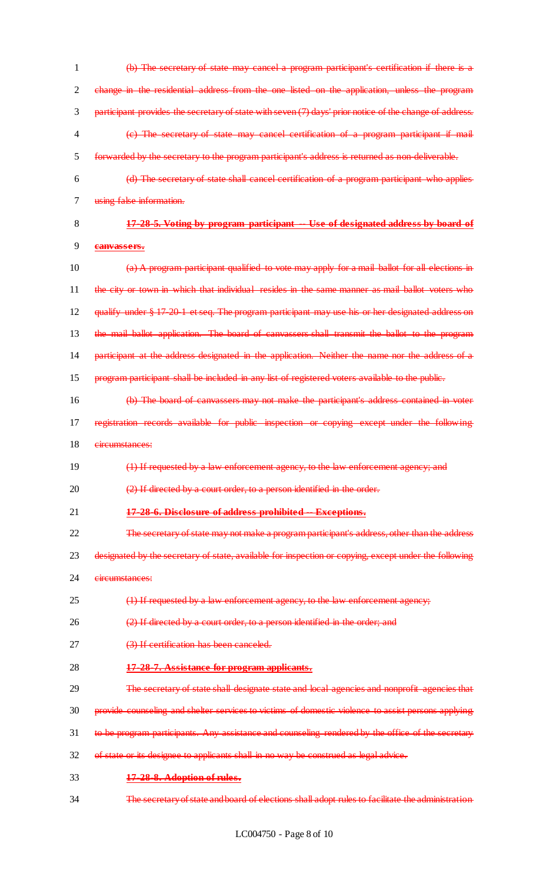(b) The secretary of state may cancel a program participant's certification if there is a change in the residential address from the one listed on the application, unless the program participant provides the secretary of state with seven (7) days' prior notice of the change of address.

(c) The secretary of state may cancel certification of a program participant if mail forwarded by the secretary to the program participant's address is returned as non-deliverable.

(d) The secretary of state shall cancel certification of a program participant who applies using false information.

**17-28-5. Voting by program participant -- Use of designated address by board of canvassers.**

(a) A program participant qualified to vote may apply for a mail ballot for all elections in the city or town in which that individual resides in the same manner as mail ballot voters who qualify under § 17-20-1 et seq. The program participant may use his or her designated address on the mail ballot application. The board of canvassers shall transmit the ballot to the program participant at the address designated in the application. Neither the name nor the address of a program participant shall be included in any list of registered voters available to the public.

(b) The board of canvassers may not make the participant's address contained in voter registration records available for public inspection or copying except under the following circumstances:

(1) If requested by a law enforcement agency, to the law enforcement agency; and

(2) If directed by a court order, to a person identified in the order.

**17-28-6. Disclosure of address prohibited -- Exceptions.**

The secretary of state may not make a program participant's address, other than the address designated by the secretary of state, available for inspection or copying, except under the following circumstances:

(1) If requested by a law enforcement agency, to the law enforcement agency;

(2) If directed by a court order, to a person identified in the order; and

(3) If certification has been canceled.

**17-28-7. Assistance for program applicants.**

The secretary of state shall designate state and local agencies and nonprofit agencies that provide counseling and shelter services to victims of domestic violence to assist persons applying to be program participants. Any assistance and counseling rendered by the office of the secretary of state or its designee to applicants shall in no way be construed as legal advice.

**17-28-8. Adoption of rules.**

The secretary of state and board of elections shall adopt rules to facilitate the administration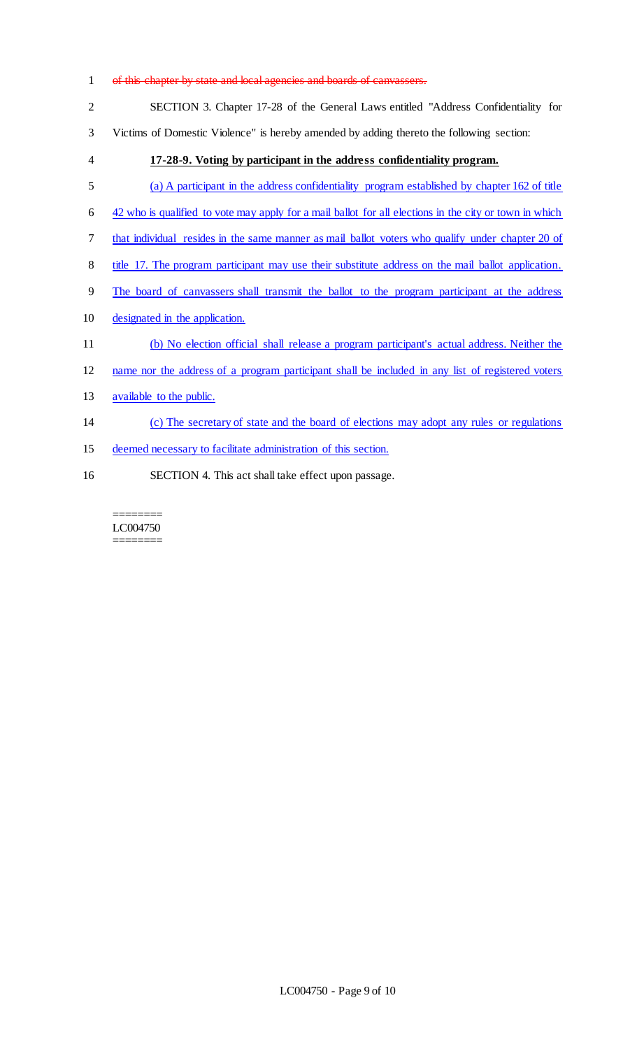~~of this chapter by state and local agencies and boards of canvassers.~~

SECTION 3. Chapter 17-28 of the General Laws entitled "Address Confidentiality for Victims of Domestic Violence" is hereby amended by adding thereto the following section:

**17-28-9. Voting by participant in the address confidentiality program.**

(a) A participant in the address confidentiality program established by chapter 162 of title 42 who is qualified to vote may apply for a mail ballot for all elections in the city or town in which that individual resides in the same manner as mail ballot voters who qualify under chapter 20 of title 17. The program participant may use their substitute address on the mail ballot application. The board of canvassers shall transmit the ballot to the program participant at the address designated in the application.

(b) No election official shall release a program participant's actual address. Neither the name nor the address of a program participant shall be included in any list of registered voters available to the public.

(c) The secretary of state and the board of elections may adopt any rules or regulations deemed necessary to facilitate administration of this section.

SECTION 4. This act shall take effect upon passage.

========
LC004750
========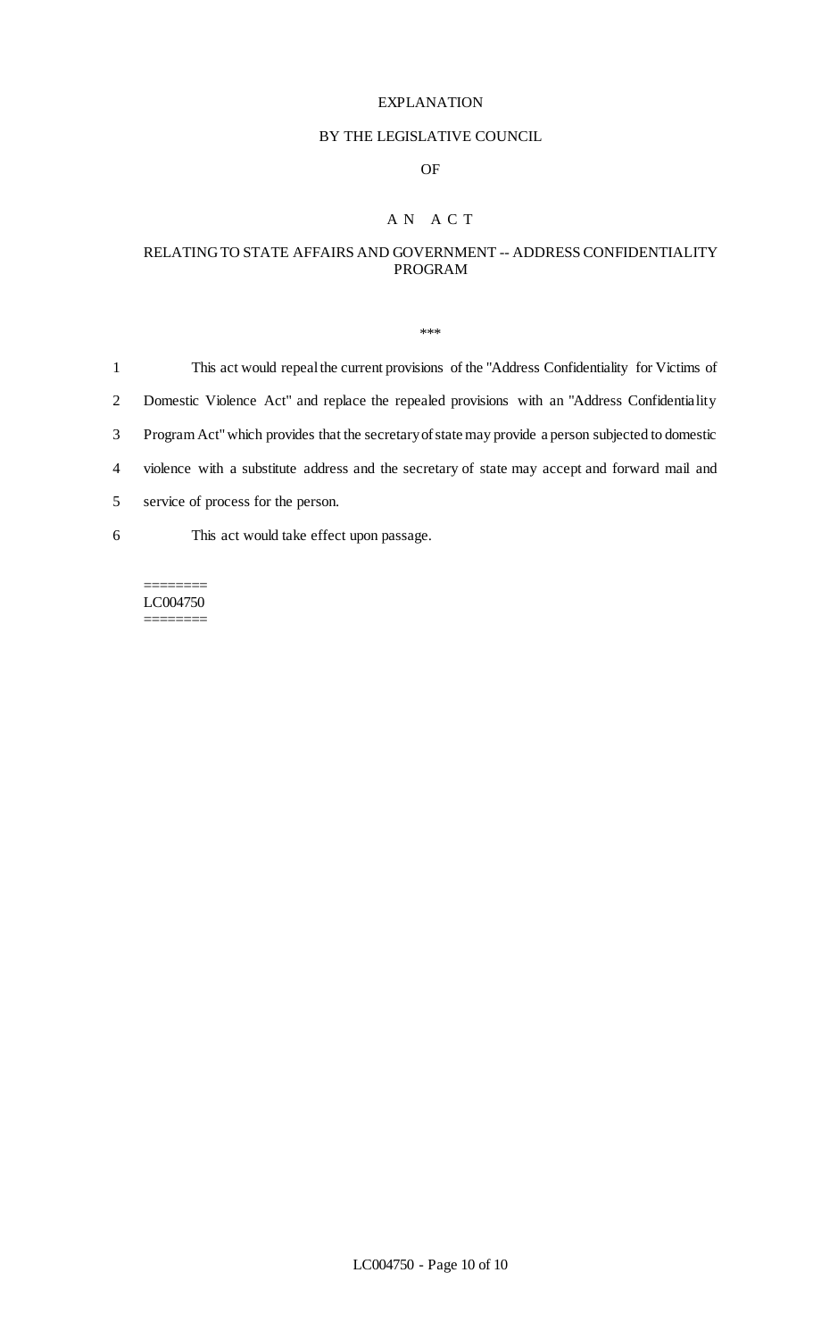EXPLANATION

BY THE LEGISLATIVE COUNCIL

OF

A N A C T

RELATING TO STATE AFFAIRS AND GOVERNMENT -- ADDRESS CONFIDENTIALITY PROGRAM

\*\*\*

This act would repeal the current provisions of the "Address Confidentiality for Victims of Domestic Violence Act" and replace the repealed provisions with an "Address Confidentiality Program Act" which provides that the secretary of state may provide a person subjected to domestic violence with a substitute address and the secretary of state may accept and forward mail and service of process for the person.

This act would take effect upon passage.

========
LC004750
========